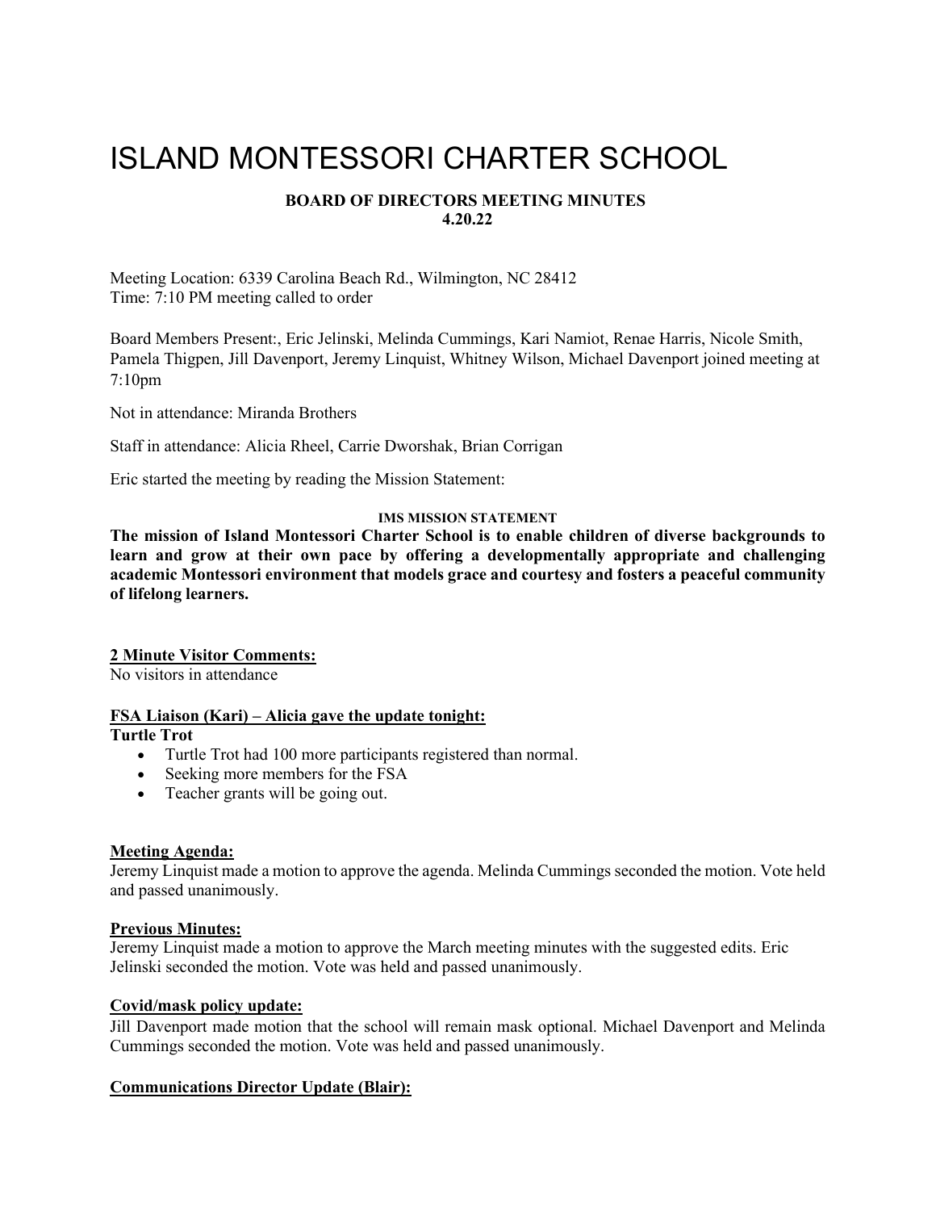# ISLAND MONTESSORI CHARTER SCHOOL

**BOARD OF DIRECTORS MEETING MINUTES**
**4.20.22**

Meeting Location: 6339 Carolina Beach Rd., Wilmington, NC 28412
Time: 7:10 PM meeting called to order

Board Members Present:, Eric Jelinski, Melinda Cummings, Kari Namiot, Renae Harris, Nicole Smith, Pamela Thigpen, Jill Davenport, Jeremy Linquist, Whitney Wilson, Michael Davenport joined meeting at 7:10pm

Not in attendance: Miranda Brothers

Staff in attendance: Alicia Rheel, Carrie Dworshak, Brian Corrigan

Eric started the meeting by reading the Mission Statement:

**IMS MISSION STATEMENT**

**The mission of Island Montessori Charter School is to enable children of diverse backgrounds to learn and grow at their own pace by offering a developmentally appropriate and challenging academic Montessori environment that models grace and courtesy and fosters a peaceful community of lifelong learners.**

**2 Minute Visitor Comments:**
No visitors in attendance

**FSA Liaison (Kari) – Alicia gave the update tonight:**
**Turtle Trot**

- Turtle Trot had 100 more participants registered than normal.
- Seeking more members for the FSA
- Teacher grants will be going out.

**Meeting Agenda:**
Jeremy Linquist made a motion to approve the agenda. Melinda Cummings seconded the motion. Vote held and passed unanimously.

**Previous Minutes:**
Jeremy Linquist made a motion to approve the March meeting minutes with the suggested edits. Eric Jelinski seconded the motion. Vote was held and passed unanimously.

**Covid/mask policy update:**
Jill Davenport made motion that the school will remain mask optional. Michael Davenport and Melinda Cummings seconded the motion. Vote was held and passed unanimously.

**Communications Director Update (Blair):**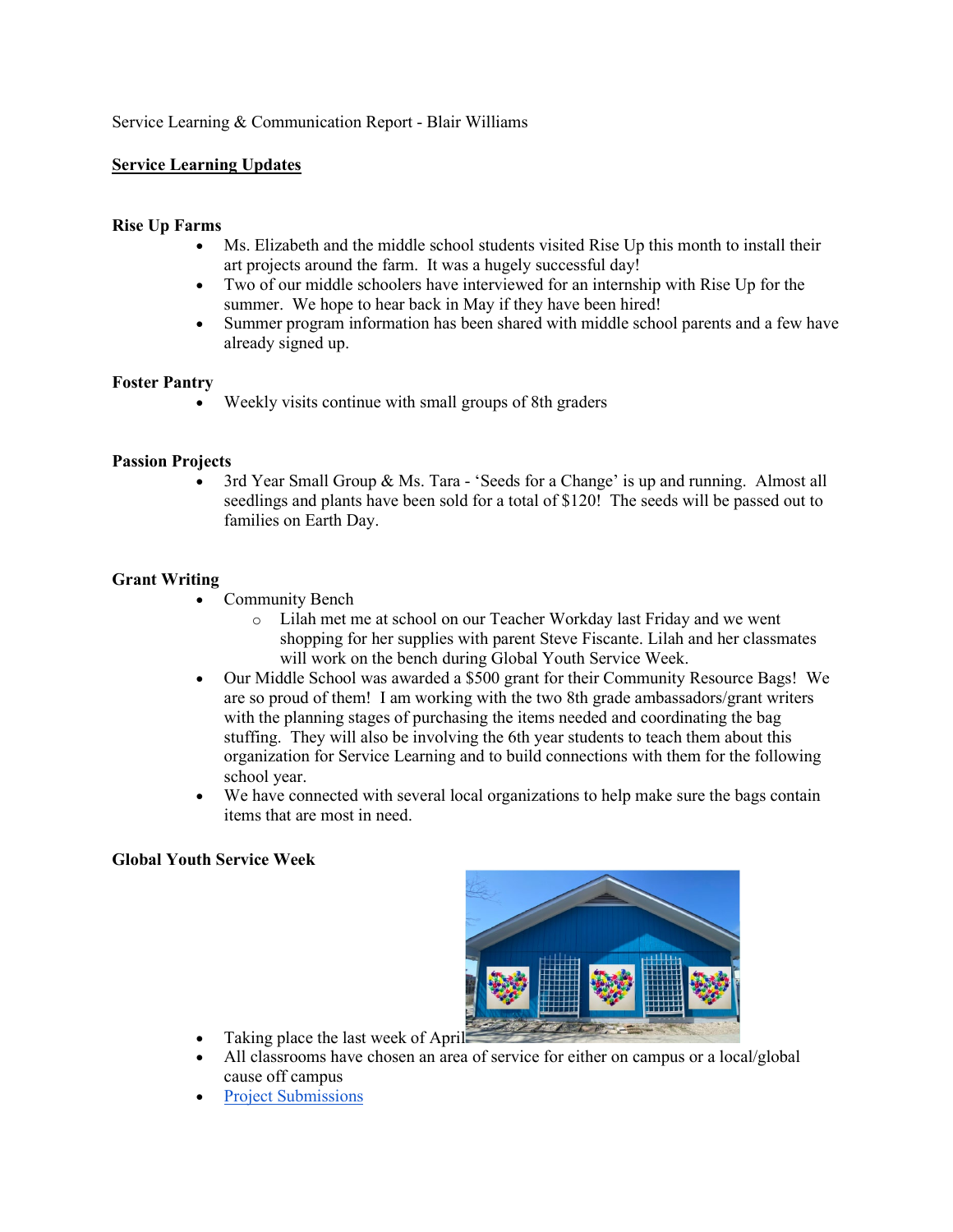Service Learning & Communication Report - Blair Williams

## Service Learning Updates

### Rise Up Farms

- Ms. Elizabeth and the middle school students visited Rise Up this month to install their art projects around the farm. It was a hugely successful day!
- Two of our middle schoolers have interviewed for an internship with Rise Up for the summer. We hope to hear back in May if they have been hired!
- Summer program information has been shared with middle school parents and a few have already signed up.

### Foster Pantry

- Weekly visits continue with small groups of 8th graders

### Passion Projects

- 3rd Year Small Group & Ms. Tara - 'Seeds for a Change' is up and running. Almost all seedlings and plants have been sold for a total of $120! The seeds will be passed out to families on Earth Day.

### Grant Writing

- Community Bench
  - Lilah met me at school on our Teacher Workday last Friday and we went shopping for her supplies with parent Steve Fiscante. Lilah and her classmates will work on the bench during Global Youth Service Week.
- Our Middle School was awarded a $500 grant for their Community Resource Bags! We are so proud of them! I am working with the two 8th grade ambassadors/grant writers with the planning stages of purchasing the items needed and coordinating the bag stuffing. They will also be involving the 6th year students to teach them about this organization for Service Learning and to build connections with them for the following school year.
- We have connected with several local organizations to help make sure the bags contain items that are most in need.

### Global Youth Service Week

- Taking place the last week of April
- All classrooms have chosen an area of service for either on campus or a local/global cause off campus
- Project Submissions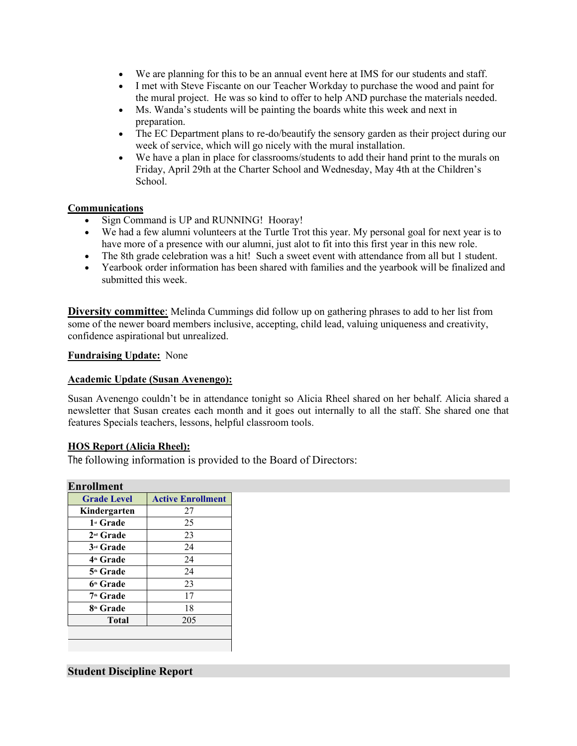- We are planning for this to be an annual event here at IMS for our students and staff.
- I met with Steve Fiscante on our Teacher Workday to purchase the wood and paint for the mural project. He was so kind to offer to help AND purchase the materials needed.
- Ms. Wanda's students will be painting the boards white this week and next in preparation.
- The EC Department plans to re-do/beautify the sensory garden as their project during our week of service, which will go nicely with the mural installation.
- We have a plan in place for classrooms/students to add their hand print to the murals on Friday, April 29th at the Charter School and Wednesday, May 4th at the Children's School.

**Communications**

- Sign Command is UP and RUNNING! Hooray!
- We had a few alumni volunteers at the Turtle Trot this year. My personal goal for next year is to have more of a presence with our alumni, just alot to fit into this first year in this new role.
- The 8th grade celebration was a hit! Such a sweet event with attendance from all but 1 student.
- Yearbook order information has been shared with families and the yearbook will be finalized and submitted this week.

**Diversity committee**: Melinda Cummings did follow up on gathering phrases to add to her list from some of the newer board members inclusive, accepting, child lead, valuing uniqueness and creativity, confidence aspirational but unrealized.

**Fundraising Update:** None

**Academic Update (Susan Avenengo):**

Susan Avenengo couldn't be in attendance tonight so Alicia Rheel shared on her behalf. Alicia shared a newsletter that Susan creates each month and it goes out internally to all the staff. She shared one that features Specials teachers, lessons, helpful classroom tools.

**HOS Report (Alicia Rheel):**

The following information is provided to the Board of Directors:

**Enrollment**

| Grade Level | Active Enrollment |
|---|---|
| Kindergarten | 27 |
| 1st Grade | 25 |
| 2nd Grade | 23 |
| 3rd Grade | 24 |
| 4th Grade | 24 |
| 5th Grade | 24 |
| 6th Grade | 23 |
| 7th Grade | 17 |
| 8th Grade | 18 |
| Total | 205 |

**Student Discipline Report**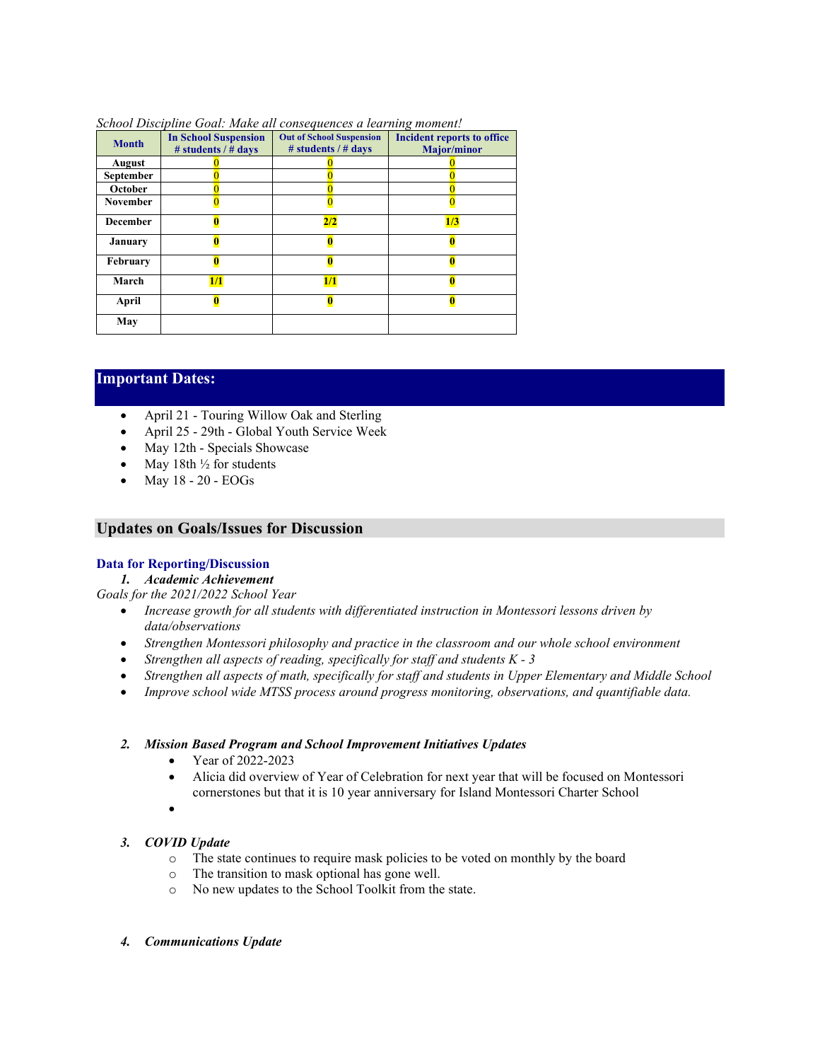*School Discipline Goal: Make all consequences a learning moment!*

| Month | In School Suspension # students / # days | Out of School Suspension # students / # days | Incident reports to office Major/minor |
|---|---|---|---|
| August | 0 | 0 | 0 |
| September | 0 | 0 | 0 |
| October | 0 | 0 | 0 |
| November | 0 | 0 | 0 |
| December | 0 | 2/2 | 1/3 |
| January | 0 | 0 | 0 |
| February | 0 | 0 | 0 |
| March | 1/1 | 1/1 | 0 |
| April | 0 | 0 | 0 |
| May | | | |

## Important Dates:

- April 21 - Touring Willow Oak and Sterling
- April 25 - 29th - Global Youth Service Week
- May 12th - Specials Showcase
- May 18th ½ for students
- May 18 - 20 - EOGs

## Updates on Goals/Issues for Discussion

### Data for Reporting/Discussion

1. ***Academic Achievement***

*Goals for the 2021/2022 School Year*

- *Increase growth for all students with differentiated instruction in Montessori lessons driven by data/observations*
- *Strengthen Montessori philosophy and practice in the classroom and our whole school environment*
- *Strengthen all aspects of reading, specifically for staff and students K - 3*
- *Strengthen all aspects of math, specifically for staff and students in Upper Elementary and Middle School*
- *Improve school wide MTSS process around progress monitoring, observations, and quantifiable data.*

2. ***Mission Based Program and School Improvement Initiatives Updates***
   - Year of 2022-2023
   - Alicia did overview of Year of Celebration for next year that will be focused on Montessori cornerstones but that it is 10 year anniversary for Island Montessori Charter School
   -

3. ***COVID Update***
   - The state continues to require mask policies to be voted on monthly by the board
   - The transition to mask optional has gone well.
   - No new updates to the School Toolkit from the state.

4. ***Communications Update***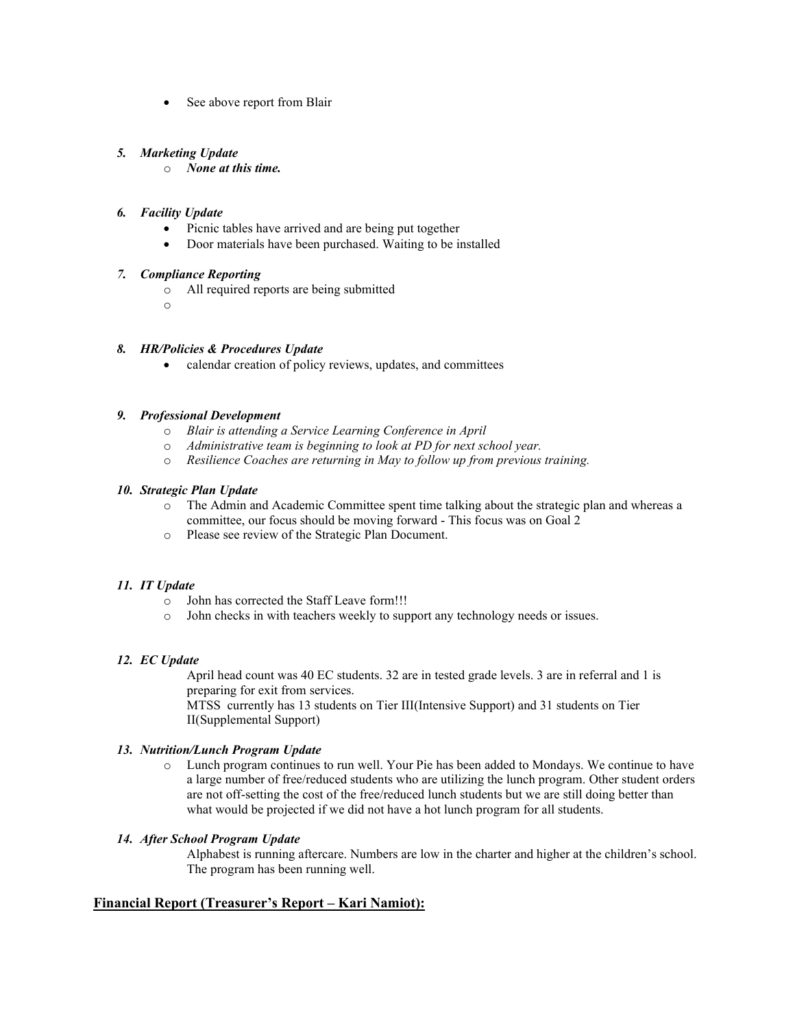- See above report from Blair

***5. Marketing Update***

- ***None at this time.***

***6. Facility Update***

- Picnic tables have arrived and are being put together
- Door materials have been purchased. Waiting to be installed

***7. Compliance Reporting***

- All required reports are being submitted
- 

***8. HR/Policies & Procedures Update***

- calendar creation of policy reviews, updates, and committees

***9. Professional Development***

- *Blair is attending a Service Learning Conference in April*
- *Administrative team is beginning to look at PD for next school year.*
- *Resilience Coaches are returning in May to follow up from previous training.*

***10. Strategic Plan Update***

- The Admin and Academic Committee spent time talking about the strategic plan and whereas a committee, our focus should be moving forward - This focus was on Goal 2
- Please see review of the Strategic Plan Document.

***11. IT Update***

- John has corrected the Staff Leave form!!!
- John checks in with teachers weekly to support any technology needs or issues.

***12. EC Update***

April head count was 40 EC students. 32 are in tested grade levels. 3 are in referral and 1 is preparing for exit from services.

MTSS currently has 13 students on Tier III(Intensive Support) and 31 students on Tier II(Supplemental Support)

***13. Nutrition/Lunch Program Update***

- Lunch program continues to run well. Your Pie has been added to Mondays. We continue to have a large number of free/reduced students who are utilizing the lunch program. Other student orders are not off-setting the cost of the free/reduced lunch students but we are still doing better than what would be projected if we did not have a hot lunch program for all students.

***14. After School Program Update***

Alphabest is running aftercare. Numbers are low in the charter and higher at the children's school. The program has been running well.

**Financial Report (Treasurer's Report – Kari Namiot):**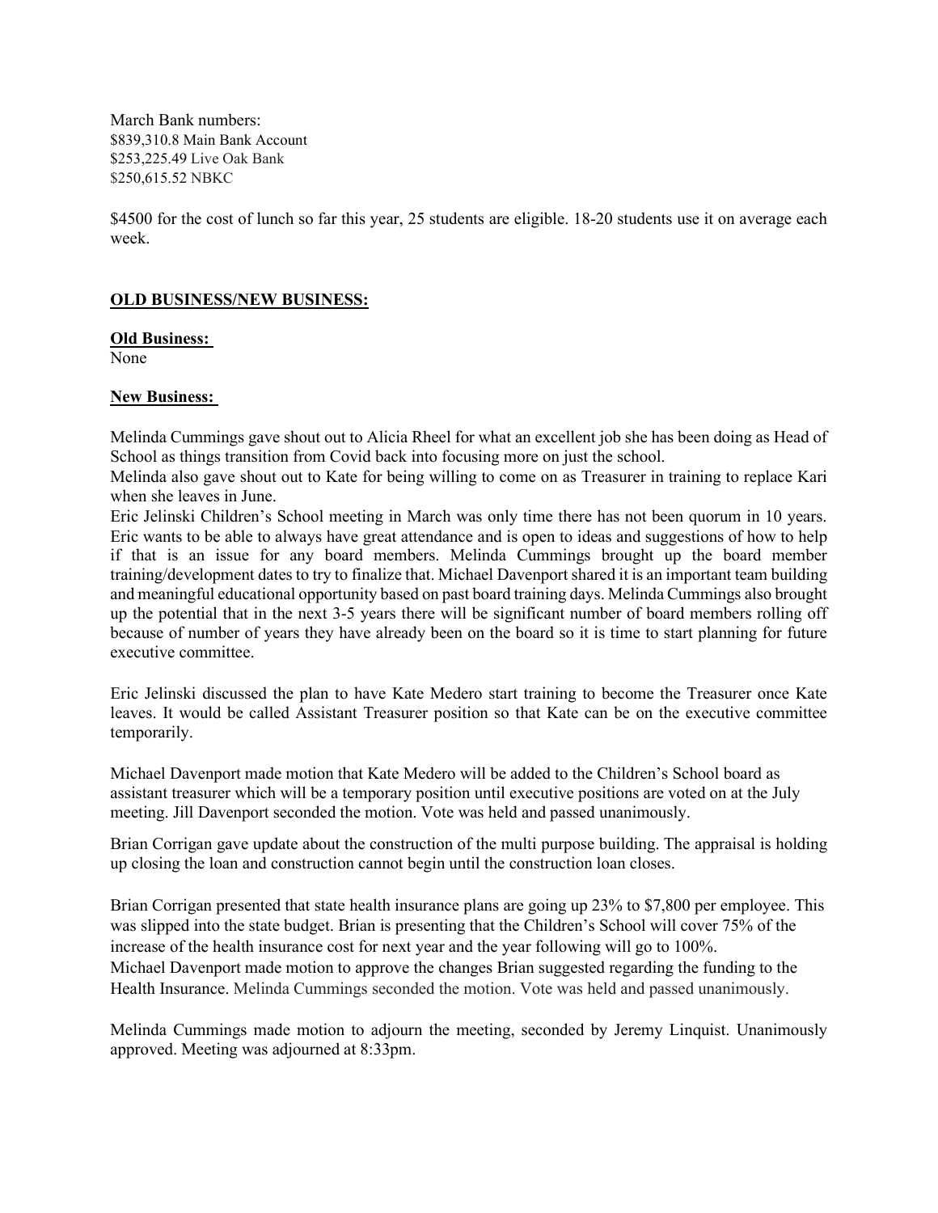March Bank numbers:
$839,310.8 Main Bank Account
$253,225.49 Live Oak Bank
$250,615.52 NBKC

$4500 for the cost of lunch so far this year, 25 students are eligible. 18-20 students use it on average each week.

**OLD BUSINESS/NEW BUSINESS:**

**Old Business:**
None

**New Business:**

Melinda Cummings gave shout out to Alicia Rheel for what an excellent job she has been doing as Head of School as things transition from Covid back into focusing more on just the school.
Melinda also gave shout out to Kate for being willing to come on as Treasurer in training to replace Kari when she leaves in June.
Eric Jelinski Children's School meeting in March was only time there has not been quorum in 10 years. Eric wants to be able to always have great attendance and is open to ideas and suggestions of how to help if that is an issue for any board members. Melinda Cummings brought up the board member training/development dates to try to finalize that. Michael Davenport shared it is an important team building and meaningful educational opportunity based on past board training days. Melinda Cummings also brought up the potential that in the next 3-5 years there will be significant number of board members rolling off because of number of years they have already been on the board so it is time to start planning for future executive committee.

Eric Jelinski discussed the plan to have Kate Medero start training to become the Treasurer once Kate leaves. It would be called Assistant Treasurer position so that Kate can be on the executive committee temporarily.

Michael Davenport made motion that Kate Medero will be added to the Children's School board as assistant treasurer which will be a temporary position until executive positions are voted on at the July meeting. Jill Davenport seconded the motion. Vote was held and passed unanimously.

Brian Corrigan gave update about the construction of the multi purpose building. The appraisal is holding up closing the loan and construction cannot begin until the construction loan closes.

Brian Corrigan presented that state health insurance plans are going up 23% to $7,800 per employee. This was slipped into the state budget. Brian is presenting that the Children's School will cover 75% of the increase of the health insurance cost for next year and the year following will go to 100%.
Michael Davenport made motion to approve the changes Brian suggested regarding the funding to the Health Insurance. Melinda Cummings seconded the motion. Vote was held and passed unanimously.

Melinda Cummings made motion to adjourn the meeting, seconded by Jeremy Linquist. Unanimously approved. Meeting was adjourned at 8:33pm.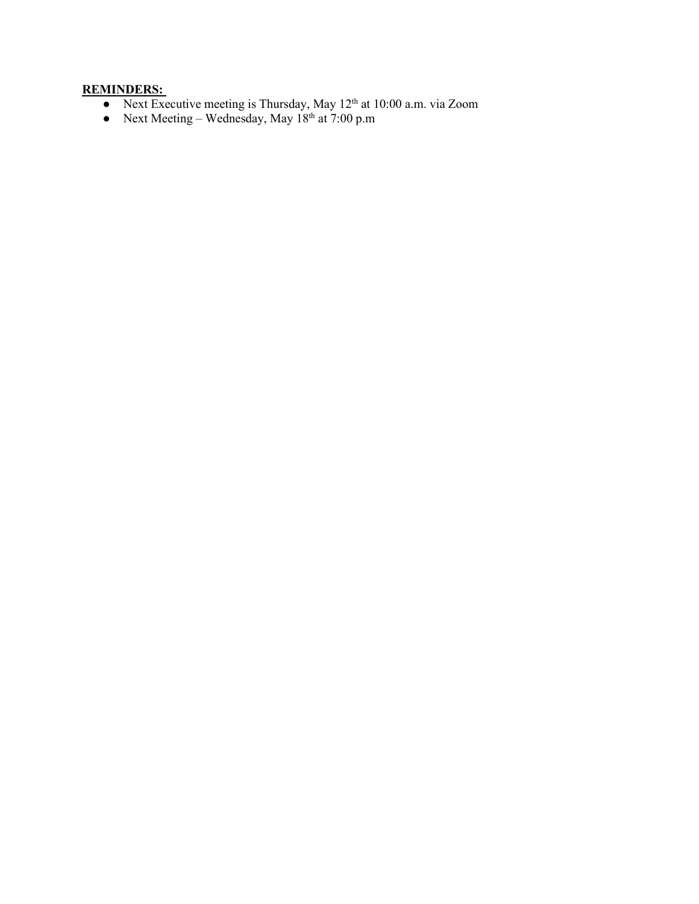**REMINDERS:**

- Next Executive meeting is Thursday, May 12th at 10:00 a.m. via Zoom
- Next Meeting – Wednesday, May 18th at 7:00 p.m